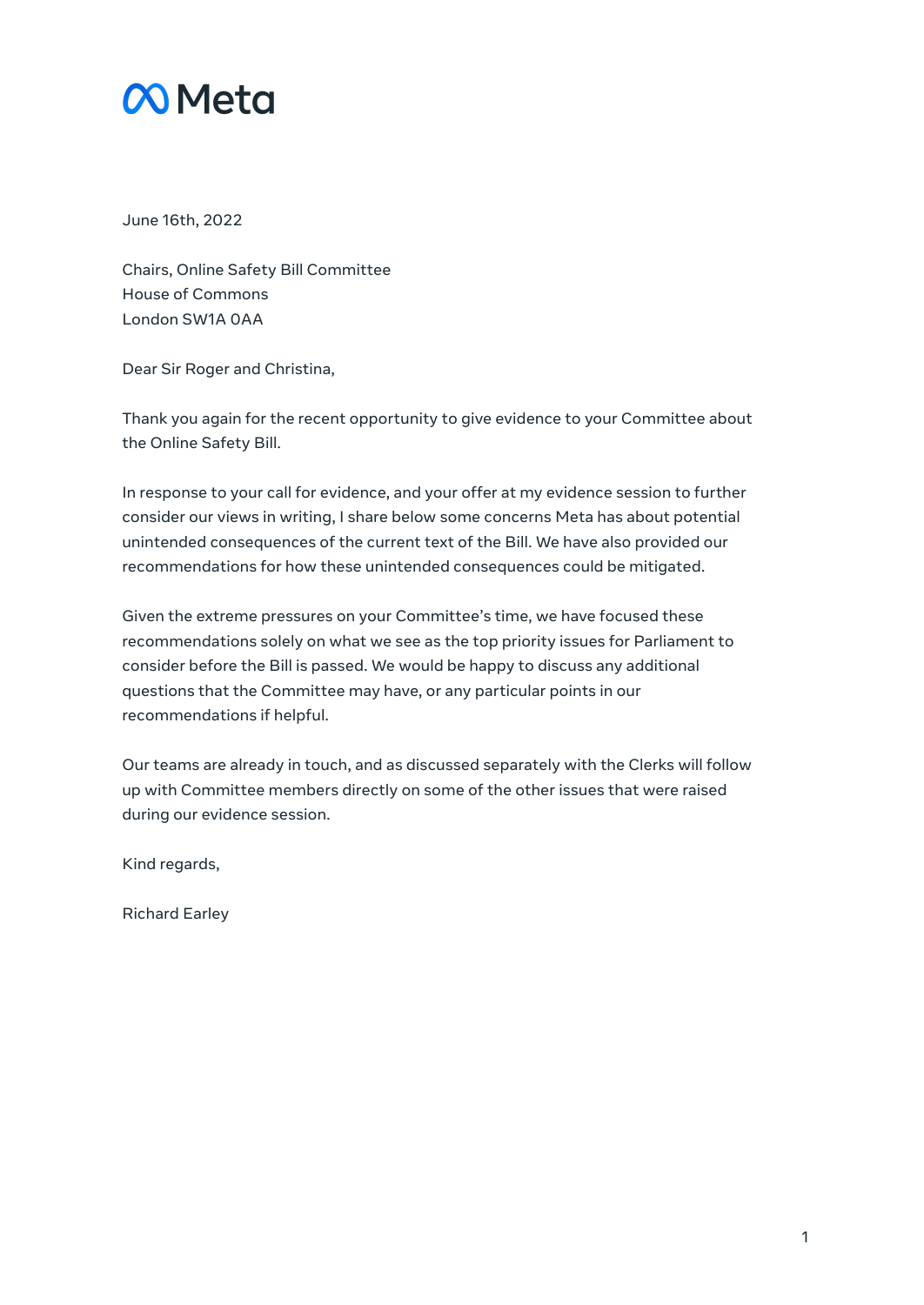Meta

June 16th, 2022

Chairs, Online Safety Bill Committee
House of Commons
London SW1A 0AA

Dear Sir Roger and Christina,

Thank you again for the recent opportunity to give evidence to your Committee about the Online Safety Bill.

In response to your call for evidence, and your offer at my evidence session to further consider our views in writing, I share below some concerns Meta has about potential unintended consequences of the current text of the Bill. We have also provided our recommendations for how these unintended consequences could be mitigated.

Given the extreme pressures on your Committee's time, we have focused these recommendations solely on what we see as the top priority issues for Parliament to consider before the Bill is passed. We would be happy to discuss any additional questions that the Committee may have, or any particular points in our recommendations if helpful.

Our teams are already in touch, and as discussed separately with the Clerks will follow up with Committee members directly on some of the other issues that were raised during our evidence session.

Kind regards,

Richard Earley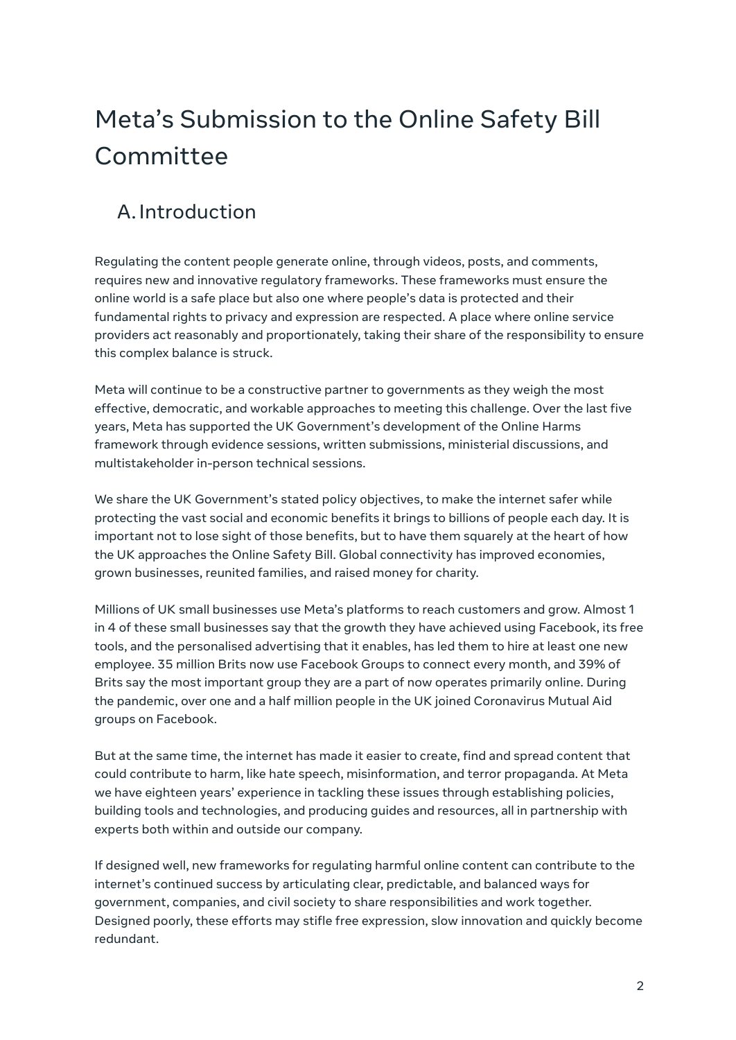# Meta's Submission to the Online Safety Bill Committee

## A. Introduction

Regulating the content people generate online, through videos, posts, and comments, requires new and innovative regulatory frameworks. These frameworks must ensure the online world is a safe place but also one where people's data is protected and their fundamental rights to privacy and expression are respected. A place where online service providers act reasonably and proportionately, taking their share of the responsibility to ensure this complex balance is struck.

Meta will continue to be a constructive partner to governments as they weigh the most effective, democratic, and workable approaches to meeting this challenge. Over the last five years, Meta has supported the UK Government's development of the Online Harms framework through evidence sessions, written submissions, ministerial discussions, and multistakeholder in-person technical sessions.

We share the UK Government's stated policy objectives, to make the internet safer while protecting the vast social and economic benefits it brings to billions of people each day. It is important not to lose sight of those benefits, but to have them squarely at the heart of how the UK approaches the Online Safety Bill. Global connectivity has improved economies, grown businesses, reunited families, and raised money for charity.

Millions of UK small businesses use Meta's platforms to reach customers and grow. Almost 1 in 4 of these small businesses say that the growth they have achieved using Facebook, its free tools, and the personalised advertising that it enables, has led them to hire at least one new employee. 35 million Brits now use Facebook Groups to connect every month, and 39% of Brits say the most important group they are a part of now operates primarily online. During the pandemic, over one and a half million people in the UK joined Coronavirus Mutual Aid groups on Facebook.

But at the same time, the internet has made it easier to create, find and spread content that could contribute to harm, like hate speech, misinformation, and terror propaganda. At Meta we have eighteen years' experience in tackling these issues through establishing policies, building tools and technologies, and producing guides and resources, all in partnership with experts both within and outside our company.

If designed well, new frameworks for regulating harmful online content can contribute to the internet's continued success by articulating clear, predictable, and balanced ways for government, companies, and civil society to share responsibilities and work together. Designed poorly, these efforts may stifle free expression, slow innovation and quickly become redundant.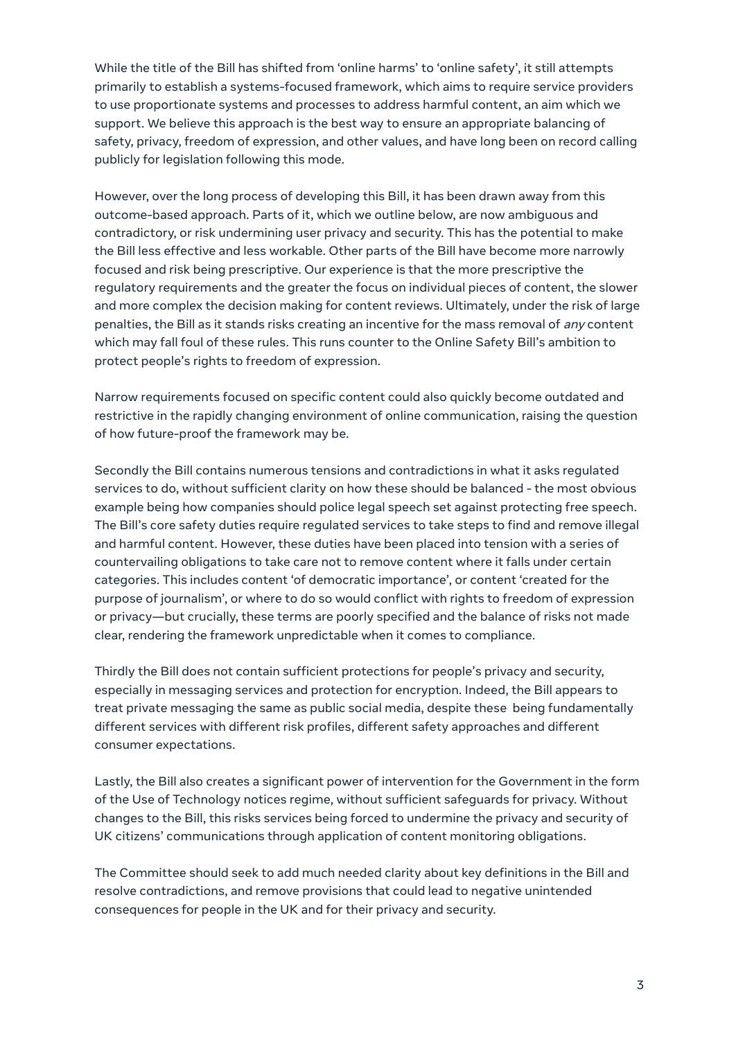While the title of the Bill has shifted from 'online harms' to 'online safety', it still attempts primarily to establish a systems-focused framework, which aims to require service providers to use proportionate systems and processes to address harmful content, an aim which we support. We believe this approach is the best way to ensure an appropriate balancing of safety, privacy, freedom of expression, and other values, and have long been on record calling publicly for legislation following this mode.

However, over the long process of developing this Bill, it has been drawn away from this outcome-based approach. Parts of it, which we outline below, are now ambiguous and contradictory, or risk undermining user privacy and security. This has the potential to make the Bill less effective and less workable. Other parts of the Bill have become more narrowly focused and risk being prescriptive. Our experience is that the more prescriptive the regulatory requirements and the greater the focus on individual pieces of content, the slower and more complex the decision making for content reviews. Ultimately, under the risk of large penalties, the Bill as it stands risks creating an incentive for the mass removal of *any* content which may fall foul of these rules. This runs counter to the Online Safety Bill's ambition to protect people's rights to freedom of expression.

Narrow requirements focused on specific content could also quickly become outdated and restrictive in the rapidly changing environment of online communication, raising the question of how future-proof the framework may be.

Secondly the Bill contains numerous tensions and contradictions in what it asks regulated services to do, without sufficient clarity on how these should be balanced - the most obvious example being how companies should police legal speech set against protecting free speech. The Bill's core safety duties require regulated services to take steps to find and remove illegal and harmful content. However, these duties have been placed into tension with a series of countervailing obligations to take care not to remove content where it falls under certain categories. This includes content 'of democratic importance', or content 'created for the purpose of journalism', or where to do so would conflict with rights to freedom of expression or privacy—but crucially, these terms are poorly specified and the balance of risks not made clear, rendering the framework unpredictable when it comes to compliance.

Thirdly the Bill does not contain sufficient protections for people's privacy and security, especially in messaging services and protection for encryption. Indeed, the Bill appears to treat private messaging the same as public social media, despite these being fundamentally different services with different risk profiles, different safety approaches and different consumer expectations.

Lastly, the Bill also creates a significant power of intervention for the Government in the form of the Use of Technology notices regime, without sufficient safeguards for privacy. Without changes to the Bill, this risks services being forced to undermine the privacy and security of UK citizens' communications through application of content monitoring obligations.

The Committee should seek to add much needed clarity about key definitions in the Bill and resolve contradictions, and remove provisions that could lead to negative unintended consequences for people in the UK and for their privacy and security.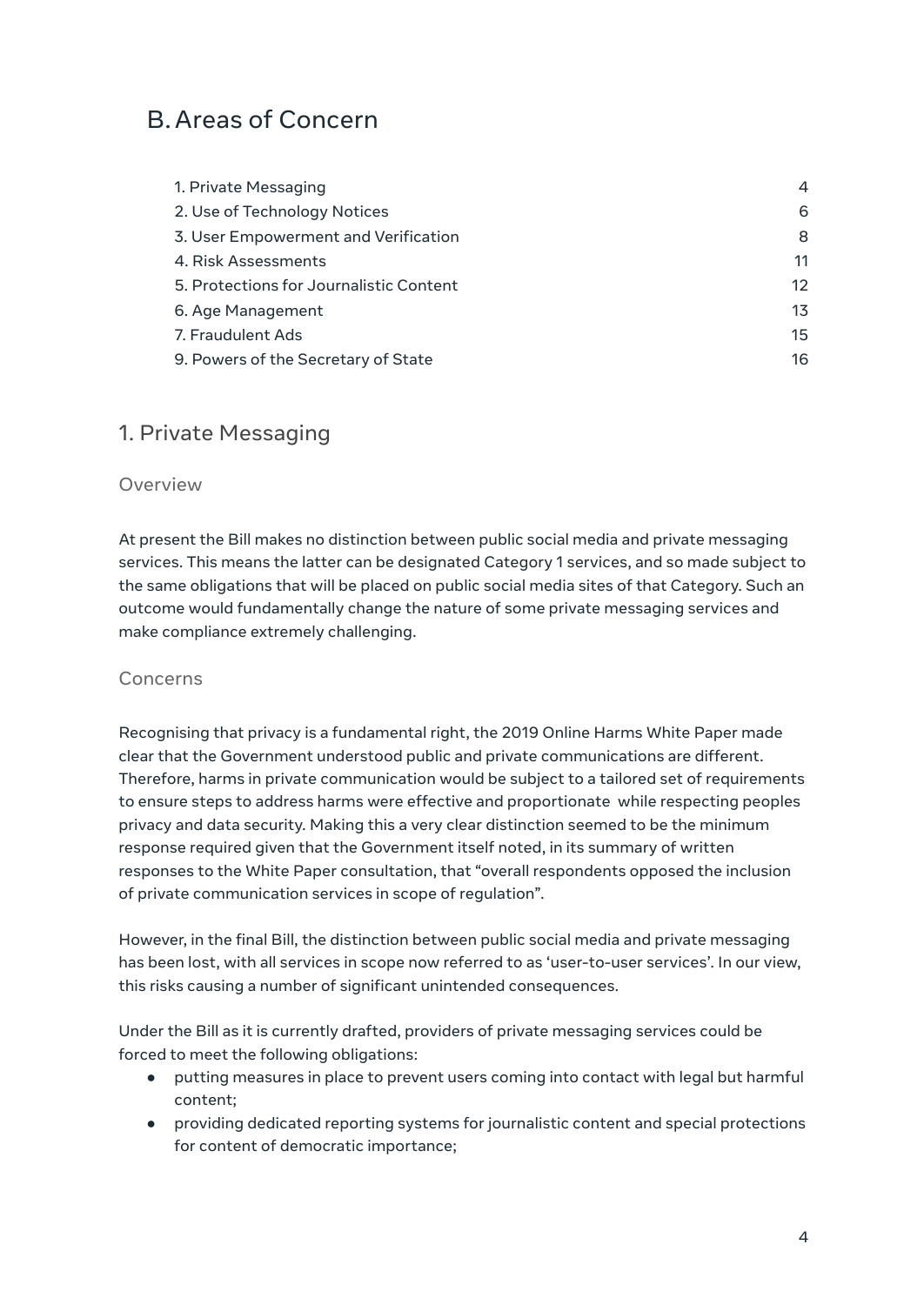# B. Areas of Concern

| | |
|---|---|
| 1. Private Messaging | 4 |
| 2. Use of Technology Notices | 6 |
| 3. User Empowerment and Verification | 8 |
| 4. Risk Assessments | 11 |
| 5. Protections for Journalistic Content | 12 |
| 6. Age Management | 13 |
| 7. Fraudulent Ads | 15 |
| 9. Powers of the Secretary of State | 16 |

## 1. Private Messaging

### Overview

At present the Bill makes no distinction between public social media and private messaging services. This means the latter can be designated Category 1 services, and so made subject to the same obligations that will be placed on public social media sites of that Category. Such an outcome would fundamentally change the nature of some private messaging services and make compliance extremely challenging.

### Concerns

Recognising that privacy is a fundamental right, the 2019 Online Harms White Paper made clear that the Government understood public and private communications are different. Therefore, harms in private communication would be subject to a tailored set of requirements to ensure steps to address harms were effective and proportionate while respecting peoples privacy and data security. Making this a very clear distinction seemed to be the minimum response required given that the Government itself noted, in its summary of written responses to the White Paper consultation, that "overall respondents opposed the inclusion of private communication services in scope of regulation".

However, in the final Bill, the distinction between public social media and private messaging has been lost, with all services in scope now referred to as 'user-to-user services'. In our view, this risks causing a number of significant unintended consequences.

Under the Bill as it is currently drafted, providers of private messaging services could be forced to meet the following obligations:

- putting measures in place to prevent users coming into contact with legal but harmful content;
- providing dedicated reporting systems for journalistic content and special protections for content of democratic importance;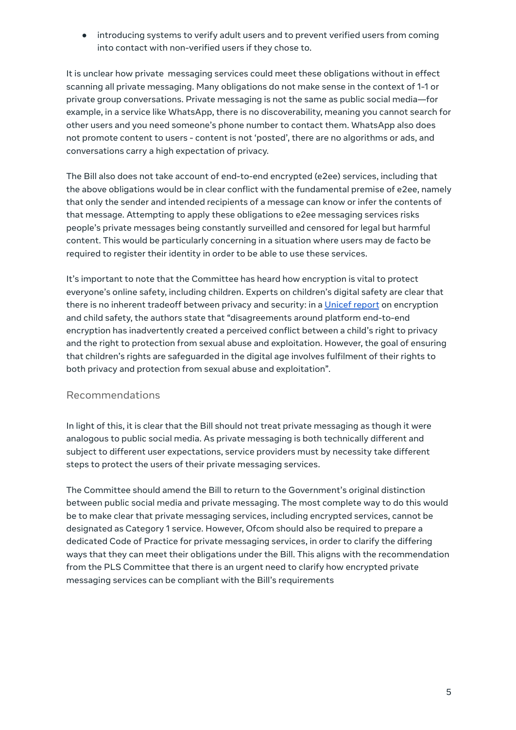- introducing systems to verify adult users and to prevent verified users from coming into contact with non-verified users if they chose to.

It is unclear how private  messaging services could meet these obligations without in effect scanning all private messaging. Many obligations do not make sense in the context of 1-1 or private group conversations. Private messaging is not the same as public social media—for example, in a service like WhatsApp, there is no discoverability, meaning you cannot search for other users and you need someone's phone number to contact them. WhatsApp also does not promote content to users - content is not 'posted', there are no algorithms or ads, and conversations carry a high expectation of privacy.

The Bill also does not take account of end-to-end encrypted (e2ee) services, including that the above obligations would be in clear conflict with the fundamental premise of e2ee, namely that only the sender and intended recipients of a message can know or infer the contents of that message. Attempting to apply these obligations to e2ee messaging services risks people's private messages being constantly surveilled and censored for legal but harmful content. This would be particularly concerning in a situation where users may de facto be required to register their identity in order to be able to use these services.

It's important to note that the Committee has heard how encryption is vital to protect everyone's online safety, including children. Experts on children's digital safety are clear that there is no inherent tradeoff between privacy and security: in a Unicef report on encryption and child safety, the authors state that "disagreements around platform end-to-end encryption has inadvertently created a perceived conflict between a child's right to privacy and the right to protection from sexual abuse and exploitation. However, the goal of ensuring that children's rights are safeguarded in the digital age involves fulfilment of their rights to both privacy and protection from sexual abuse and exploitation".

## Recommendations

In light of this, it is clear that the Bill should not treat private messaging as though it were analogous to public social media. As private messaging is both technically different and subject to different user expectations, service providers must by necessity take different steps to protect the users of their private messaging services.

The Committee should amend the Bill to return to the Government's original distinction between public social media and private messaging. The most complete way to do this would be to make clear that private messaging services, including encrypted services, cannot be designated as Category 1 service. However, Ofcom should also be required to prepare a dedicated Code of Practice for private messaging services, in order to clarify the differing ways that they can meet their obligations under the Bill. This aligns with the recommendation from the PLS Committee that there is an urgent need to clarify how encrypted private messaging services can be compliant with the Bill's requirements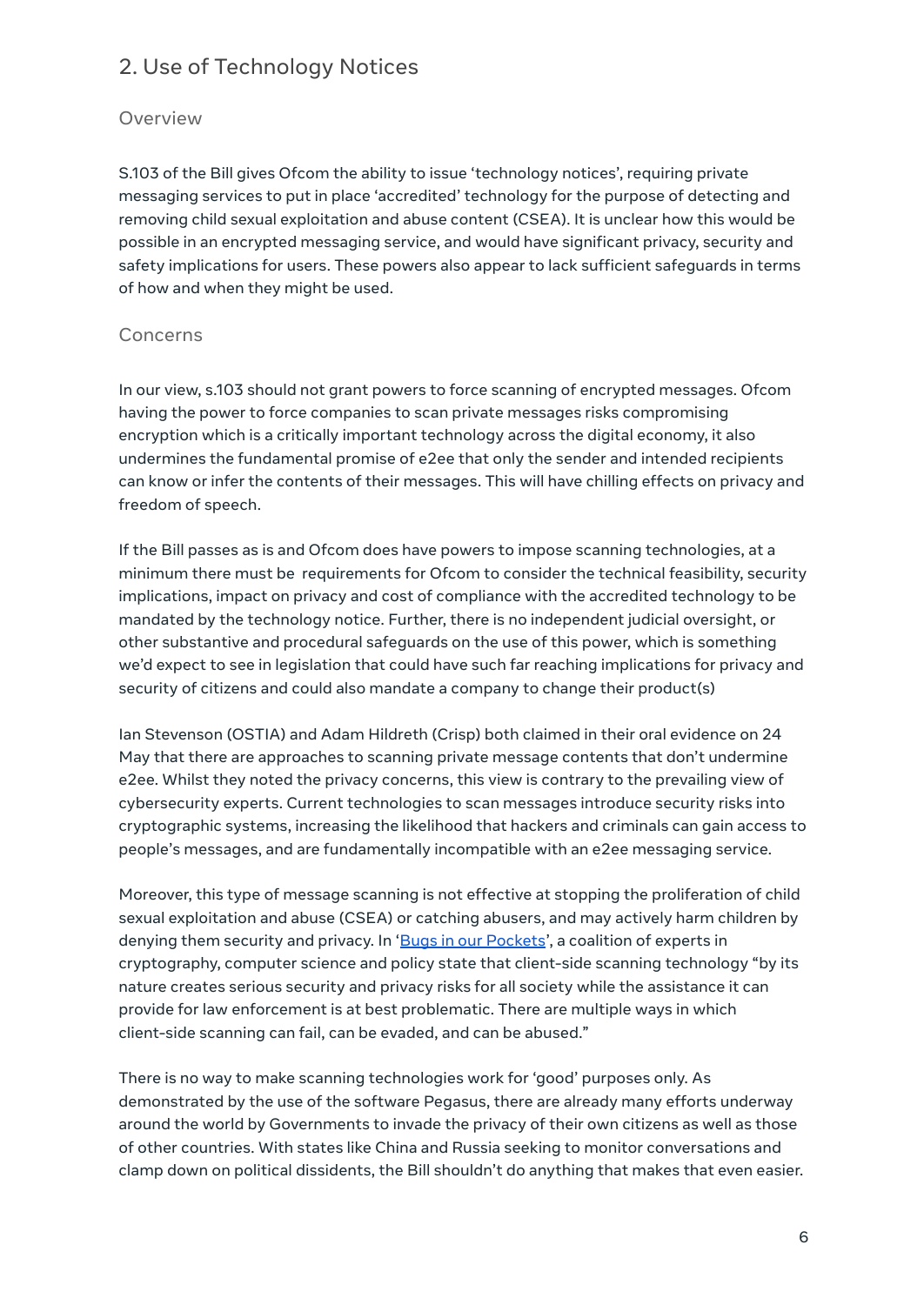## 2. Use of Technology Notices

### Overview

S.103 of the Bill gives Ofcom the ability to issue 'technology notices', requiring private messaging services to put in place 'accredited' technology for the purpose of detecting and removing child sexual exploitation and abuse content (CSEA). It is unclear how this would be possible in an encrypted messaging service, and would have significant privacy, security and safety implications for users. These powers also appear to lack sufficient safeguards in terms of how and when they might be used.

### Concerns

In our view, s.103 should not grant powers to force scanning of encrypted messages. Ofcom having the power to force companies to scan private messages risks compromising encryption which is a critically important technology across the digital economy, it also undermines the fundamental promise of e2ee that only the sender and intended recipients can know or infer the contents of their messages. This will have chilling effects on privacy and freedom of speech.

If the Bill passes as is and Ofcom does have powers to impose scanning technologies, at a minimum there must be requirements for Ofcom to consider the technical feasibility, security implications, impact on privacy and cost of compliance with the accredited technology to be mandated by the technology notice. Further, there is no independent judicial oversight, or other substantive and procedural safeguards on the use of this power, which is something we'd expect to see in legislation that could have such far reaching implications for privacy and security of citizens and could also mandate a company to change their product(s)

Ian Stevenson (OSTIA) and Adam Hildreth (Crisp) both claimed in their oral evidence on 24 May that there are approaches to scanning private message contents that don't undermine e2ee. Whilst they noted the privacy concerns, this view is contrary to the prevailing view of cybersecurity experts. Current technologies to scan messages introduce security risks into cryptographic systems, increasing the likelihood that hackers and criminals can gain access to people's messages, and are fundamentally incompatible with an e2ee messaging service.

Moreover, this type of message scanning is not effective at stopping the proliferation of child sexual exploitation and abuse (CSEA) or catching abusers, and may actively harm children by denying them security and privacy. In 'Bugs in our Pockets', a coalition of experts in cryptography, computer science and policy state that client-side scanning technology "by its nature creates serious security and privacy risks for all society while the assistance it can provide for law enforcement is at best problematic. There are multiple ways in which client-side scanning can fail, can be evaded, and can be abused."

There is no way to make scanning technologies work for 'good' purposes only. As demonstrated by the use of the software Pegasus, there are already many efforts underway around the world by Governments to invade the privacy of their own citizens as well as those of other countries. With states like China and Russia seeking to monitor conversations and clamp down on political dissidents, the Bill shouldn't do anything that makes that even easier.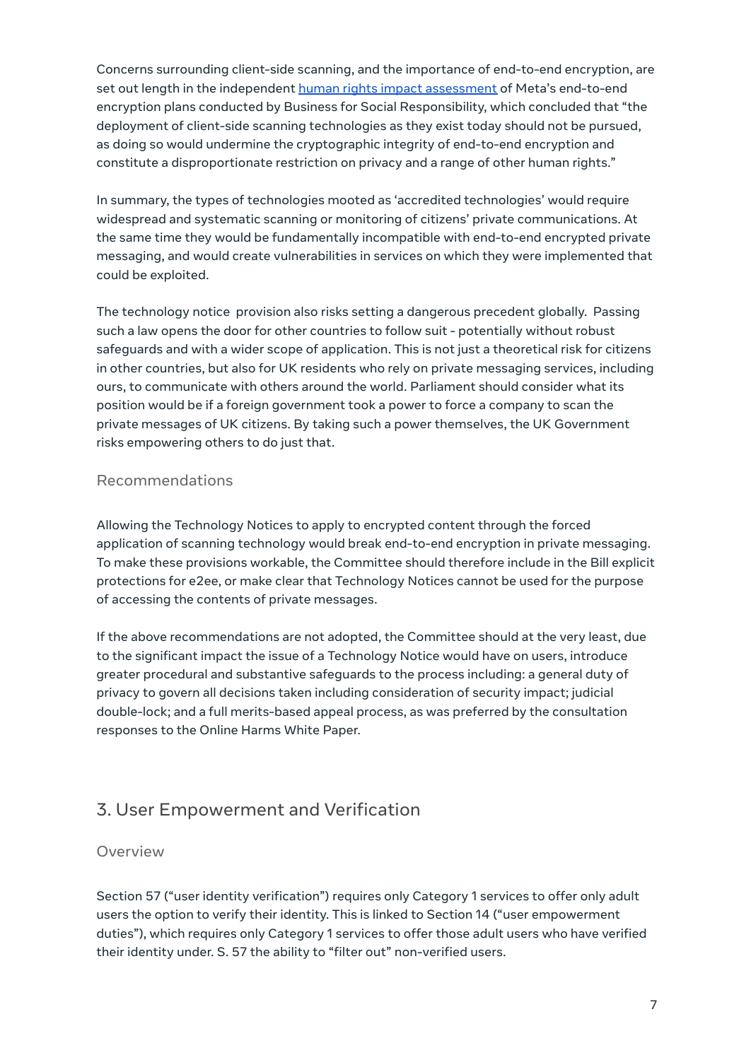Concerns surrounding client-side scanning, and the importance of end-to-end encryption, are set out length in the independent [human rights impact assessment](#) of Meta's end-to-end encryption plans conducted by Business for Social Responsibility, which concluded that "the deployment of client-side scanning technologies as they exist today should not be pursued, as doing so would undermine the cryptographic integrity of end-to-end encryption and constitute a disproportionate restriction on privacy and a range of other human rights."

In summary, the types of technologies mooted as 'accredited technologies' would require widespread and systematic scanning or monitoring of citizens' private communications. At the same time they would be fundamentally incompatible with end-to-end encrypted private messaging, and would create vulnerabilities in services on which they were implemented that could be exploited.

The technology notice provision also risks setting a dangerous precedent globally. Passing such a law opens the door for other countries to follow suit - potentially without robust safeguards and with a wider scope of application. This is not just a theoretical risk for citizens in other countries, but also for UK residents who rely on private messaging services, including ours, to communicate with others around the world. Parliament should consider what its position would be if a foreign government took a power to force a company to scan the private messages of UK citizens. By taking such a power themselves, the UK Government risks empowering others to do just that.

### Recommendations

Allowing the Technology Notices to apply to encrypted content through the forced application of scanning technology would break end-to-end encryption in private messaging. To make these provisions workable, the Committee should therefore include in the Bill explicit protections for e2ee, or make clear that Technology Notices cannot be used for the purpose of accessing the contents of private messages.

If the above recommendations are not adopted, the Committee should at the very least, due to the significant impact the issue of a Technology Notice would have on users, introduce greater procedural and substantive safeguards to the process including: a general duty of privacy to govern all decisions taken including consideration of security impact; judicial double-lock; and a full merits-based appeal process, as was preferred by the consultation responses to the Online Harms White Paper.

## 3. User Empowerment and Verification

### Overview

Section 57 ("user identity verification") requires only Category 1 services to offer only adult users the option to verify their identity. This is linked to Section 14 ("user empowerment duties"), which requires only Category 1 services to offer those adult users who have verified their identity under. S. 57 the ability to "filter out" non-verified users.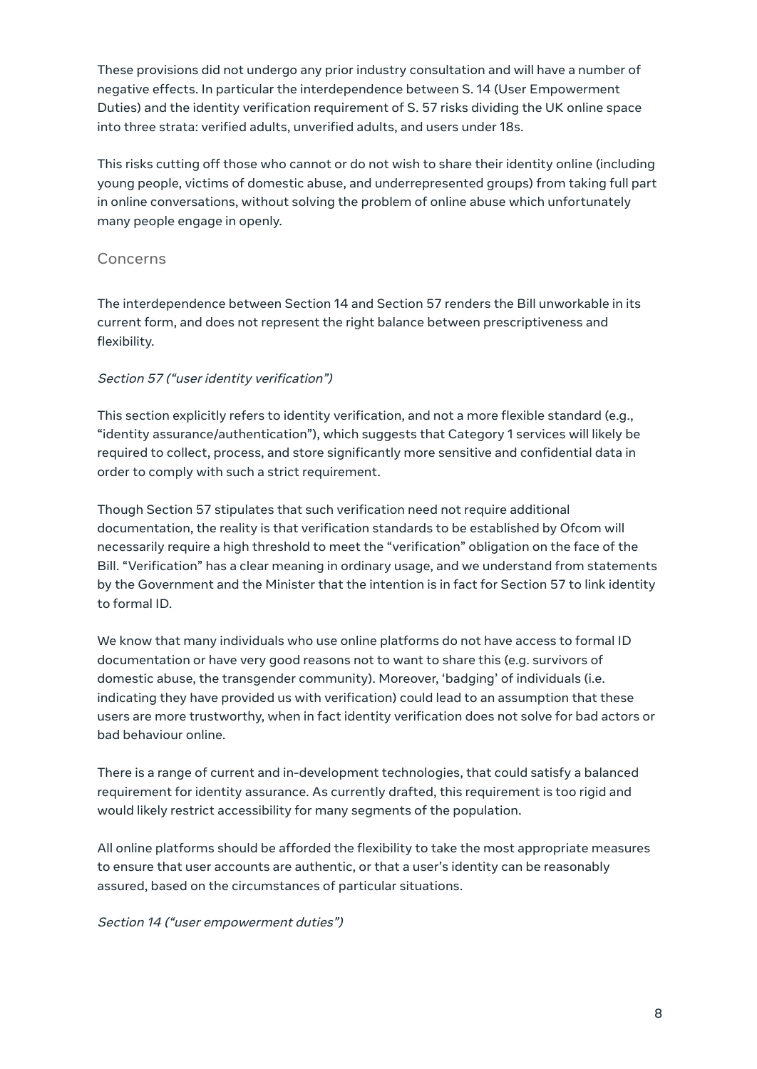These provisions did not undergo any prior industry consultation and will have a number of negative effects. In particular the interdependence between S. 14 (User Empowerment Duties) and the identity verification requirement of S. 57 risks dividing the UK online space into three strata: verified adults, unverified adults, and users under 18s.

This risks cutting off those who cannot or do not wish to share their identity online (including young people, victims of domestic abuse, and underrepresented groups) from taking full part in online conversations, without solving the problem of online abuse which unfortunately many people engage in openly.

## Concerns

The interdependence between Section 14 and Section 57 renders the Bill unworkable in its current form, and does not represent the right balance between prescriptiveness and flexibility.

*Section 57 ("user identity verification")*

This section explicitly refers to identity verification, and not a more flexible standard (e.g., "identity assurance/authentication"), which suggests that Category 1 services will likely be required to collect, process, and store significantly more sensitive and confidential data in order to comply with such a strict requirement.

Though Section 57 stipulates that such verification need not require additional documentation, the reality is that verification standards to be established by Ofcom will necessarily require a high threshold to meet the "verification" obligation on the face of the Bill. "Verification" has a clear meaning in ordinary usage, and we understand from statements by the Government and the Minister that the intention is in fact for Section 57 to link identity to formal ID.

We know that many individuals who use online platforms do not have access to formal ID documentation or have very good reasons not to want to share this (e.g. survivors of domestic abuse, the transgender community). Moreover, 'badging' of individuals (i.e. indicating they have provided us with verification) could lead to an assumption that these users are more trustworthy, when in fact identity verification does not solve for bad actors or bad behaviour online.

There is a range of current and in-development technologies, that could satisfy a balanced requirement for identity assurance. As currently drafted, this requirement is too rigid and would likely restrict accessibility for many segments of the population.

All online platforms should be afforded the flexibility to take the most appropriate measures to ensure that user accounts are authentic, or that a user's identity can be reasonably assured, based on the circumstances of particular situations.

*Section 14 ("user empowerment duties")*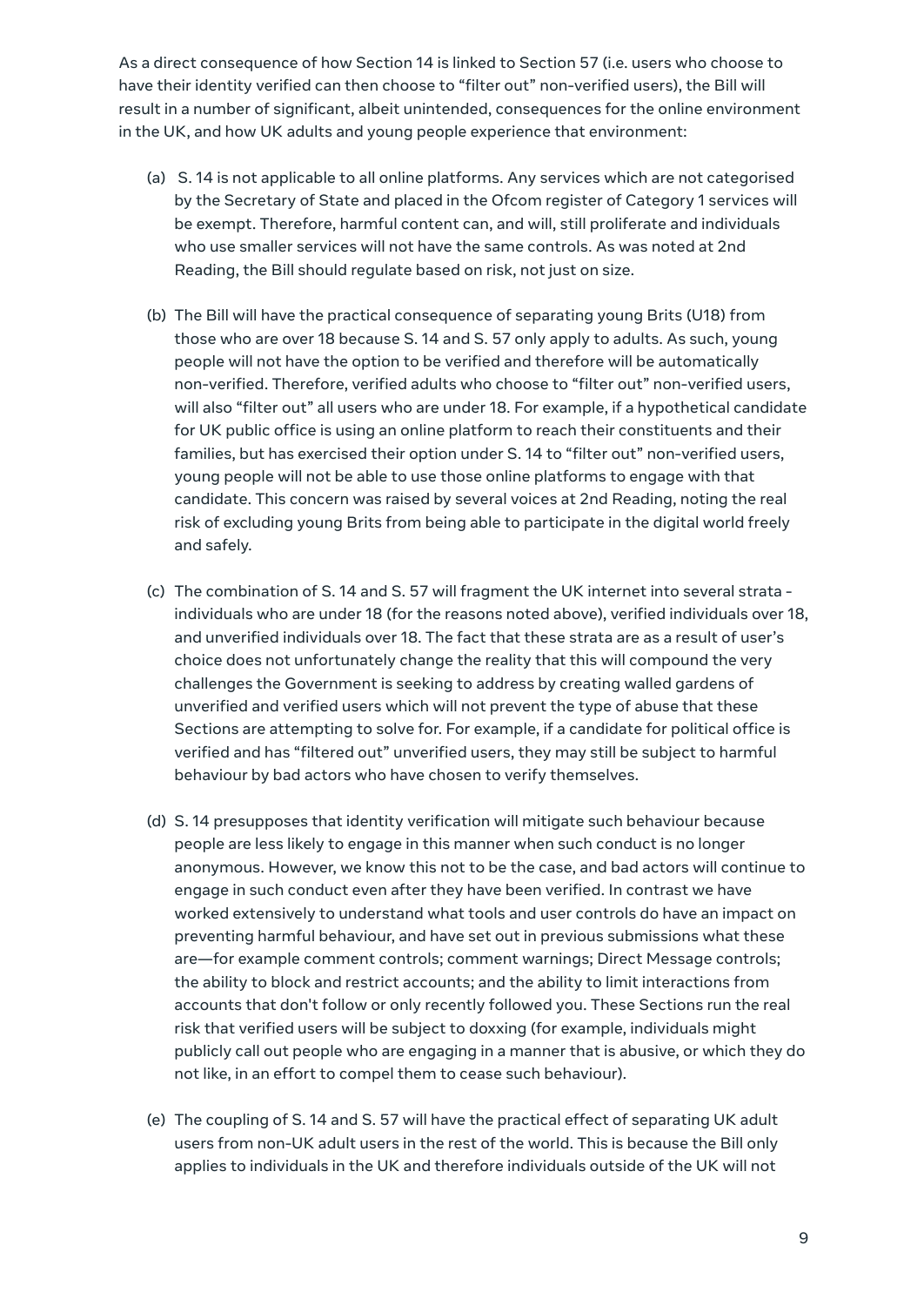As a direct consequence of how Section 14 is linked to Section 57 (i.e. users who choose to have their identity verified can then choose to "filter out" non-verified users), the Bill will result in a number of significant, albeit unintended, consequences for the online environment in the UK, and how UK adults and young people experience that environment:

(a) S. 14 is not applicable to all online platforms. Any services which are not categorised by the Secretary of State and placed in the Ofcom register of Category 1 services will be exempt. Therefore, harmful content can, and will, still proliferate and individuals who use smaller services will not have the same controls. As was noted at 2nd Reading, the Bill should regulate based on risk, not just on size.

(b) The Bill will have the practical consequence of separating young Brits (U18) from those who are over 18 because S. 14 and S. 57 only apply to adults. As such, young people will not have the option to be verified and therefore will be automatically non-verified. Therefore, verified adults who choose to "filter out" non-verified users, will also "filter out" all users who are under 18. For example, if a hypothetical candidate for UK public office is using an online platform to reach their constituents and their families, but has exercised their option under S. 14 to "filter out" non-verified users, young people will not be able to use those online platforms to engage with that candidate. This concern was raised by several voices at 2nd Reading, noting the real risk of excluding young Brits from being able to participate in the digital world freely and safely.

(c) The combination of S. 14 and S. 57 will fragment the UK internet into several strata - individuals who are under 18 (for the reasons noted above), verified individuals over 18, and unverified individuals over 18. The fact that these strata are as a result of user's choice does not unfortunately change the reality that this will compound the very challenges the Government is seeking to address by creating walled gardens of unverified and verified users which will not prevent the type of abuse that these Sections are attempting to solve for. For example, if a candidate for political office is verified and has "filtered out" unverified users, they may still be subject to harmful behaviour by bad actors who have chosen to verify themselves.

(d) S. 14 presupposes that identity verification will mitigate such behaviour because people are less likely to engage in this manner when such conduct is no longer anonymous. However, we know this not to be the case, and bad actors will continue to engage in such conduct even after they have been verified. In contrast we have worked extensively to understand what tools and user controls do have an impact on preventing harmful behaviour, and have set out in previous submissions what these are—for example comment controls; comment warnings; Direct Message controls; the ability to block and restrict accounts; and the ability to limit interactions from accounts that don't follow or only recently followed you. These Sections run the real risk that verified users will be subject to doxxing (for example, individuals might publicly call out people who are engaging in a manner that is abusive, or which they do not like, in an effort to compel them to cease such behaviour).

(e) The coupling of S. 14 and S. 57 will have the practical effect of separating UK adult users from non-UK adult users in the rest of the world. This is because the Bill only applies to individuals in the UK and therefore individuals outside of the UK will not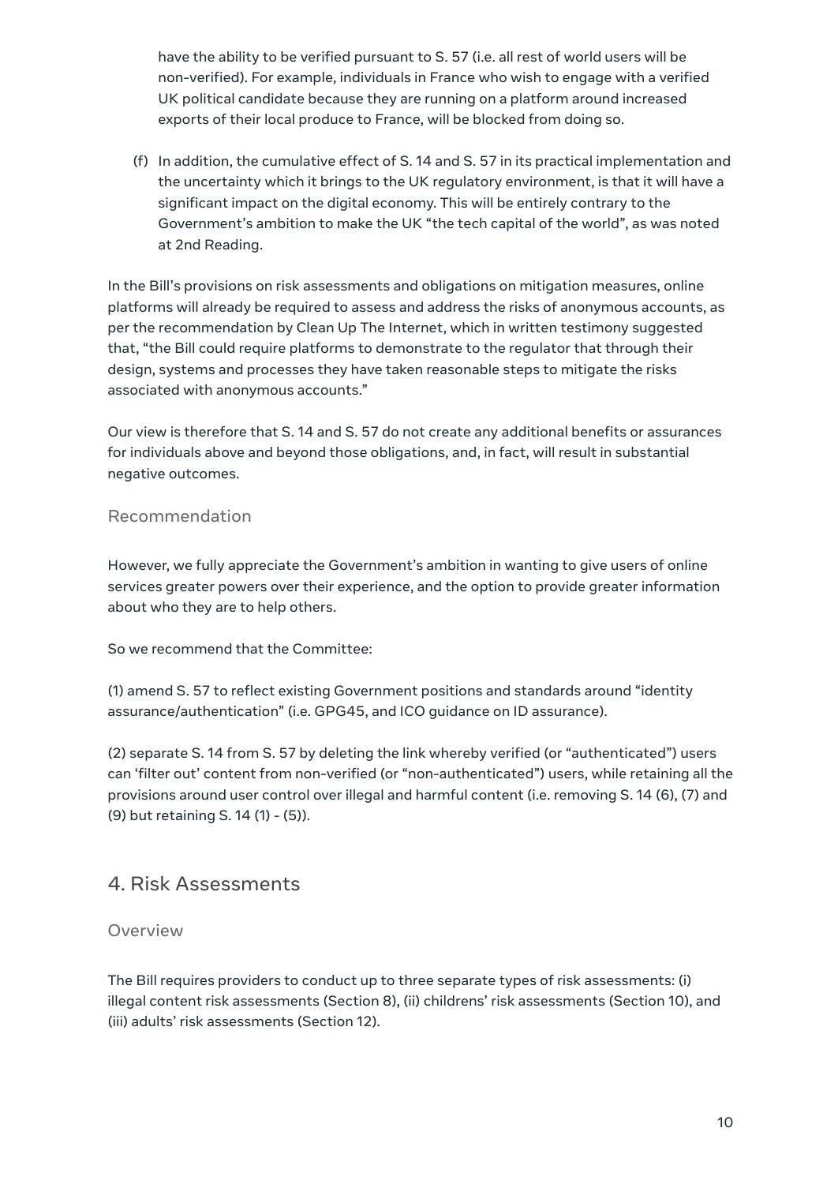have the ability to be verified pursuant to S. 57 (i.e. all rest of world users will be non-verified). For example, individuals in France who wish to engage with a verified UK political candidate because they are running on a platform around increased exports of their local produce to France, will be blocked from doing so.

(f) In addition, the cumulative effect of S. 14 and S. 57 in its practical implementation and the uncertainty which it brings to the UK regulatory environment, is that it will have a significant impact on the digital economy. This will be entirely contrary to the Government's ambition to make the UK "the tech capital of the world", as was noted at 2nd Reading.

In the Bill's provisions on risk assessments and obligations on mitigation measures, online platforms will already be required to assess and address the risks of anonymous accounts, as per the recommendation by Clean Up The Internet, which in written testimony suggested that, "the Bill could require platforms to demonstrate to the regulator that through their design, systems and processes they have taken reasonable steps to mitigate the risks associated with anonymous accounts."

Our view is therefore that S. 14 and S. 57 do not create any additional benefits or assurances for individuals above and beyond those obligations, and, in fact, will result in substantial negative outcomes.

### Recommendation

However, we fully appreciate the Government's ambition in wanting to give users of online services greater powers over their experience, and the option to provide greater information about who they are to help others.

So we recommend that the Committee:

(1) amend S. 57 to reflect existing Government positions and standards around "identity assurance/authentication" (i.e. GPG45, and ICO guidance on ID assurance).

(2) separate S. 14 from S. 57 by deleting the link whereby verified (or "authenticated") users can 'filter out' content from non-verified (or "non-authenticated") users, while retaining all the provisions around user control over illegal and harmful content (i.e. removing S. 14 (6), (7) and (9) but retaining S. 14 (1) - (5)).

## 4. Risk Assessments

### Overview

The Bill requires providers to conduct up to three separate types of risk assessments: (i) illegal content risk assessments (Section 8), (ii) childrens' risk assessments (Section 10), and (iii) adults' risk assessments (Section 12).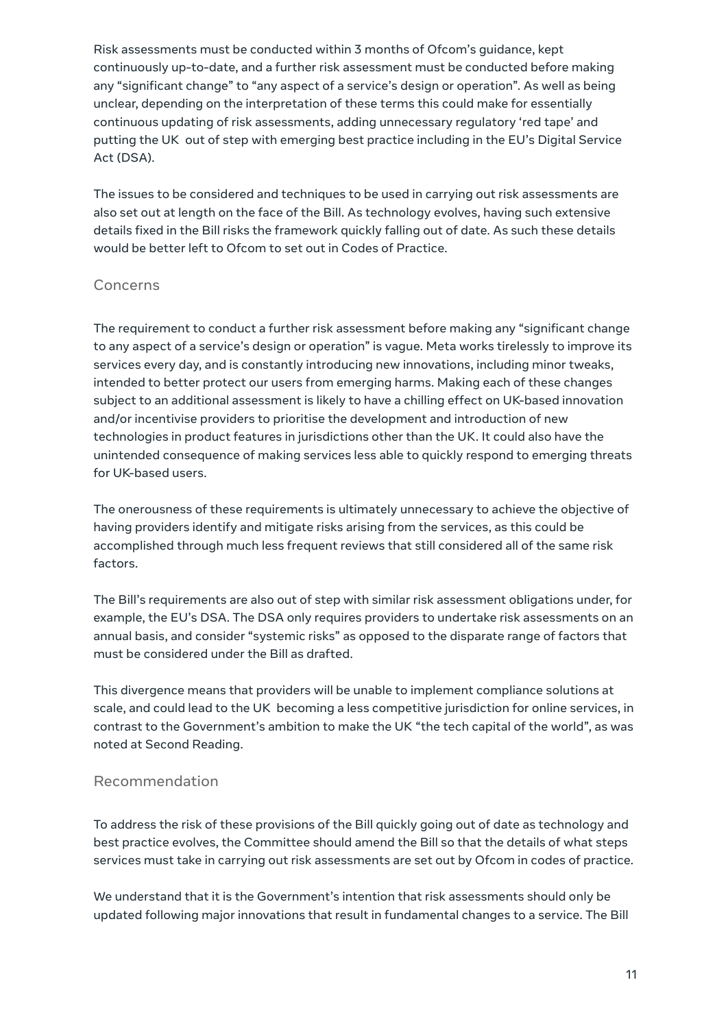Risk assessments must be conducted within 3 months of Ofcom's guidance, kept continuously up-to-date, and a further risk assessment must be conducted before making any "significant change" to "any aspect of a service's design or operation". As well as being unclear, depending on the interpretation of these terms this could make for essentially continuous updating of risk assessments, adding unnecessary regulatory 'red tape' and putting the UK out of step with emerging best practice including in the EU's Digital Service Act (DSA).

The issues to be considered and techniques to be used in carrying out risk assessments are also set out at length on the face of the Bill. As technology evolves, having such extensive details fixed in the Bill risks the framework quickly falling out of date. As such these details would be better left to Ofcom to set out in Codes of Practice.

### Concerns

The requirement to conduct a further risk assessment before making any "significant change to any aspect of a service's design or operation" is vague. Meta works tirelessly to improve its services every day, and is constantly introducing new innovations, including minor tweaks, intended to better protect our users from emerging harms. Making each of these changes subject to an additional assessment is likely to have a chilling effect on UK-based innovation and/or incentivise providers to prioritise the development and introduction of new technologies in product features in jurisdictions other than the UK. It could also have the unintended consequence of making services less able to quickly respond to emerging threats for UK-based users.

The onerousness of these requirements is ultimately unnecessary to achieve the objective of having providers identify and mitigate risks arising from the services, as this could be accomplished through much less frequent reviews that still considered all of the same risk factors.

The Bill's requirements are also out of step with similar risk assessment obligations under, for example, the EU's DSA. The DSA only requires providers to undertake risk assessments on an annual basis, and consider "systemic risks" as opposed to the disparate range of factors that must be considered under the Bill as drafted.

This divergence means that providers will be unable to implement compliance solutions at scale, and could lead to the UK becoming a less competitive jurisdiction for online services, in contrast to the Government's ambition to make the UK "the tech capital of the world", as was noted at Second Reading.

### Recommendation

To address the risk of these provisions of the Bill quickly going out of date as technology and best practice evolves, the Committee should amend the Bill so that the details of what steps services must take in carrying out risk assessments are set out by Ofcom in codes of practice.

We understand that it is the Government's intention that risk assessments should only be updated following major innovations that result in fundamental changes to a service. The Bill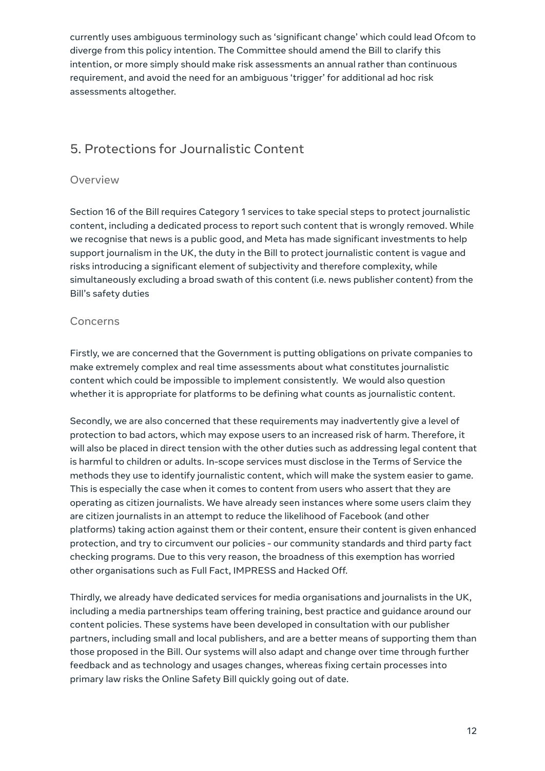currently uses ambiguous terminology such as 'significant change' which could lead Ofcom to diverge from this policy intention. The Committee should amend the Bill to clarify this intention, or more simply should make risk assessments an annual rather than continuous requirement, and avoid the need for an ambiguous 'trigger' for additional ad hoc risk assessments altogether.

## 5. Protections for Journalistic Content

### Overview

Section 16 of the Bill requires Category 1 services to take special steps to protect journalistic content, including a dedicated process to report such content that is wrongly removed. While we recognise that news is a public good, and Meta has made significant investments to help support journalism in the UK, the duty in the Bill to protect journalistic content is vague and risks introducing a significant element of subjectivity and therefore complexity, while simultaneously excluding a broad swath of this content (i.e. news publisher content) from the Bill's safety duties

### Concerns

Firstly, we are concerned that the Government is putting obligations on private companies to make extremely complex and real time assessments about what constitutes journalistic content which could be impossible to implement consistently. We would also question whether it is appropriate for platforms to be defining what counts as journalistic content.

Secondly, we are also concerned that these requirements may inadvertently give a level of protection to bad actors, which may expose users to an increased risk of harm. Therefore, it will also be placed in direct tension with the other duties such as addressing legal content that is harmful to children or adults. In-scope services must disclose in the Terms of Service the methods they use to identify journalistic content, which will make the system easier to game. This is especially the case when it comes to content from users who assert that they are operating as citizen journalists. We have already seen instances where some users claim they are citizen journalists in an attempt to reduce the likelihood of Facebook (and other platforms) taking action against them or their content, ensure their content is given enhanced protection, and try to circumvent our policies - our community standards and third party fact checking programs. Due to this very reason, the broadness of this exemption has worried other organisations such as Full Fact, IMPRESS and Hacked Off.

Thirdly, we already have dedicated services for media organisations and journalists in the UK, including a media partnerships team offering training, best practice and guidance around our content policies. These systems have been developed in consultation with our publisher partners, including small and local publishers, and are a better means of supporting them than those proposed in the Bill. Our systems will also adapt and change over time through further feedback and as technology and usages changes, whereas fixing certain processes into primary law risks the Online Safety Bill quickly going out of date.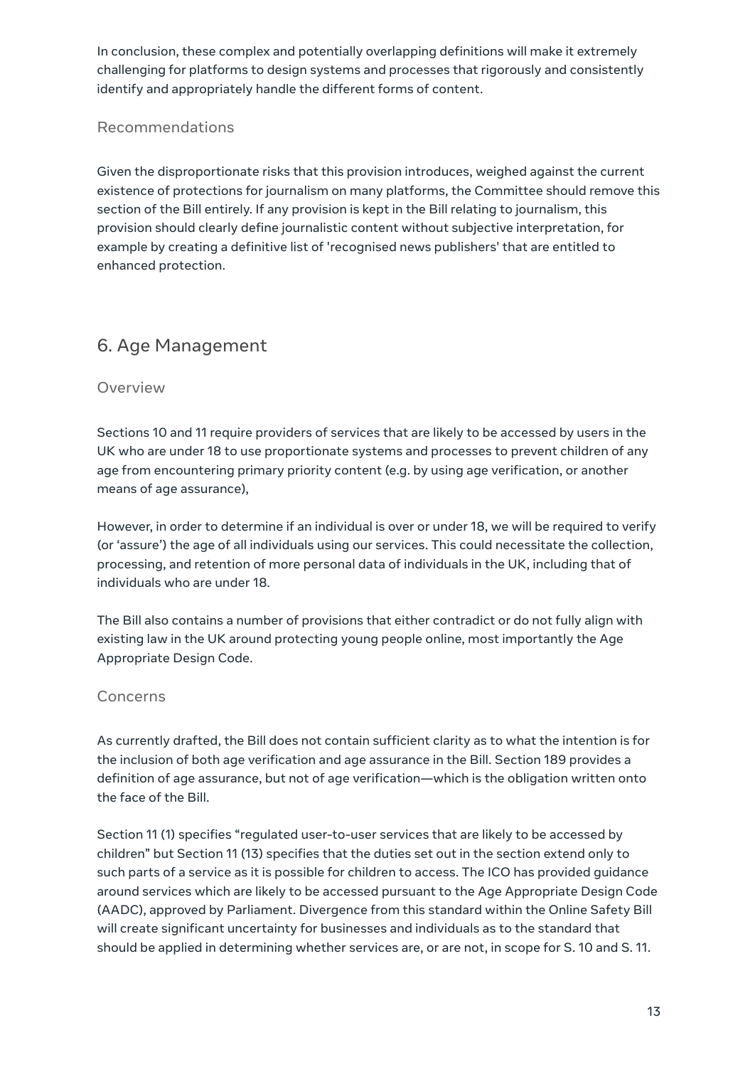In conclusion, these complex and potentially overlapping definitions will make it extremely challenging for platforms to design systems and processes that rigorously and consistently identify and appropriately handle the different forms of content.

### Recommendations

Given the disproportionate risks that this provision introduces, weighed against the current existence of protections for journalism on many platforms, the Committee should remove this section of the Bill entirely. If any provision is kept in the Bill relating to journalism, this provision should clearly define journalistic content without subjective interpretation, for example by creating a definitive list of 'recognised news publishers' that are entitled to enhanced protection.

## 6. Age Management

### Overview

Sections 10 and 11 require providers of services that are likely to be accessed by users in the UK who are under 18 to use proportionate systems and processes to prevent children of any age from encountering primary priority content (e.g. by using age verification, or another means of age assurance),

However, in order to determine if an individual is over or under 18, we will be required to verify (or 'assure') the age of all individuals using our services. This could necessitate the collection, processing, and retention of more personal data of individuals in the UK, including that of individuals who are under 18.

The Bill also contains a number of provisions that either contradict or do not fully align with existing law in the UK around protecting young people online, most importantly the Age Appropriate Design Code.

### Concerns

As currently drafted, the Bill does not contain sufficient clarity as to what the intention is for the inclusion of both age verification and age assurance in the Bill. Section 189 provides a definition of age assurance, but not of age verification—which is the obligation written onto the face of the Bill.

Section 11 (1) specifies "regulated user-to-user services that are likely to be accessed by children" but Section 11 (13) specifies that the duties set out in the section extend only to such parts of a service as it is possible for children to access. The ICO has provided guidance around services which are likely to be accessed pursuant to the Age Appropriate Design Code (AADC), approved by Parliament. Divergence from this standard within the Online Safety Bill will create significant uncertainty for businesses and individuals as to the standard that should be applied in determining whether services are, or are not, in scope for S. 10 and S. 11.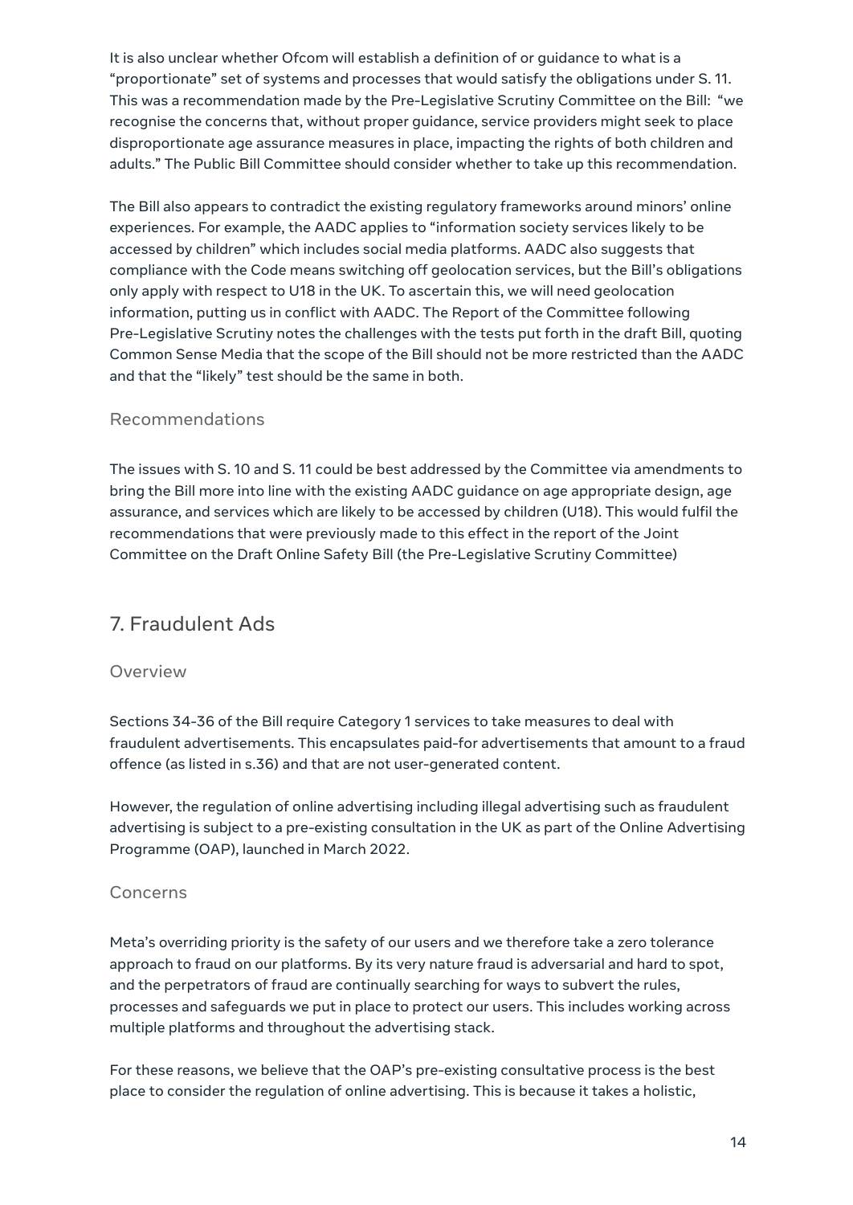It is also unclear whether Ofcom will establish a definition of or guidance to what is a "proportionate" set of systems and processes that would satisfy the obligations under S. 11. This was a recommendation made by the Pre-Legislative Scrutiny Committee on the Bill: "we recognise the concerns that, without proper guidance, service providers might seek to place disproportionate age assurance measures in place, impacting the rights of both children and adults." The Public Bill Committee should consider whether to take up this recommendation.

The Bill also appears to contradict the existing regulatory frameworks around minors' online experiences. For example, the AADC applies to "information society services likely to be accessed by children" which includes social media platforms. AADC also suggests that compliance with the Code means switching off geolocation services, but the Bill's obligations only apply with respect to U18 in the UK. To ascertain this, we will need geolocation information, putting us in conflict with AADC. The Report of the Committee following Pre-Legislative Scrutiny notes the challenges with the tests put forth in the draft Bill, quoting Common Sense Media that the scope of the Bill should not be more restricted than the AADC and that the "likely" test should be the same in both.

### Recommendations

The issues with S. 10 and S. 11 could be best addressed by the Committee via amendments to bring the Bill more into line with the existing AADC guidance on age appropriate design, age assurance, and services which are likely to be accessed by children (U18). This would fulfil the recommendations that were previously made to this effect in the report of the Joint Committee on the Draft Online Safety Bill (the Pre-Legislative Scrutiny Committee)

## 7. Fraudulent Ads

### Overview

Sections 34-36 of the Bill require Category 1 services to take measures to deal with fraudulent advertisements. This encapsulates paid-for advertisements that amount to a fraud offence (as listed in s.36) and that are not user-generated content.

However, the regulation of online advertising including illegal advertising such as fraudulent advertising is subject to a pre-existing consultation in the UK as part of the Online Advertising Programme (OAP), launched in March 2022.

### Concerns

Meta's overriding priority is the safety of our users and we therefore take a zero tolerance approach to fraud on our platforms. By its very nature fraud is adversarial and hard to spot, and the perpetrators of fraud are continually searching for ways to subvert the rules, processes and safeguards we put in place to protect our users. This includes working across multiple platforms and throughout the advertising stack.

For these reasons, we believe that the OAP's pre-existing consultative process is the best place to consider the regulation of online advertising. This is because it takes a holistic,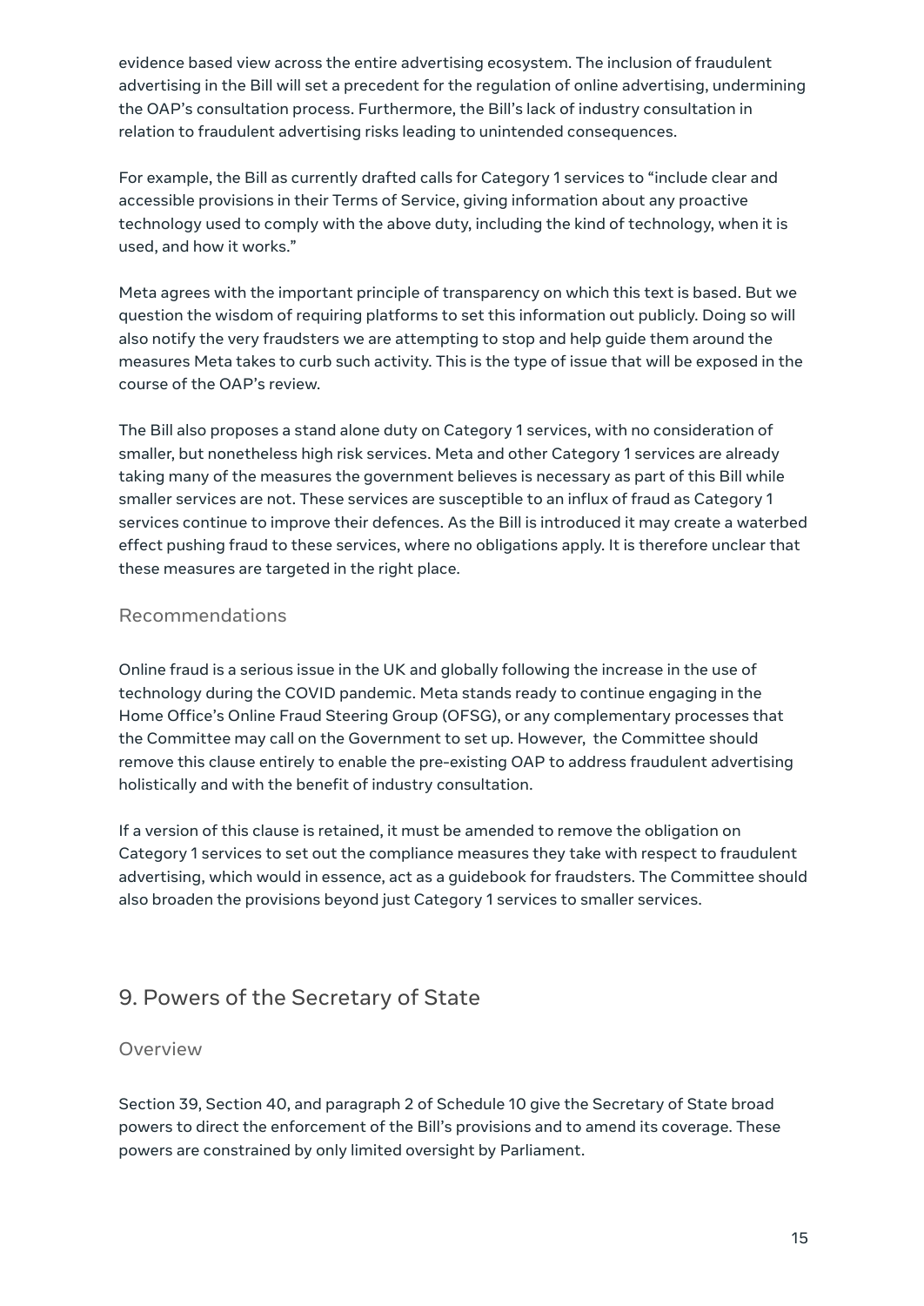evidence based view across the entire advertising ecosystem. The inclusion of fraudulent advertising in the Bill will set a precedent for the regulation of online advertising, undermining the OAP's consultation process. Furthermore, the Bill's lack of industry consultation in relation to fraudulent advertising risks leading to unintended consequences.

For example, the Bill as currently drafted calls for Category 1 services to "include clear and accessible provisions in their Terms of Service, giving information about any proactive technology used to comply with the above duty, including the kind of technology, when it is used, and how it works."

Meta agrees with the important principle of transparency on which this text is based. But we question the wisdom of requiring platforms to set this information out publicly. Doing so will also notify the very fraudsters we are attempting to stop and help guide them around the measures Meta takes to curb such activity. This is the type of issue that will be exposed in the course of the OAP's review.

The Bill also proposes a stand alone duty on Category 1 services, with no consideration of smaller, but nonetheless high risk services. Meta and other Category 1 services are already taking many of the measures the government believes is necessary as part of this Bill while smaller services are not. These services are susceptible to an influx of fraud as Category 1 services continue to improve their defences. As the Bill is introduced it may create a waterbed effect pushing fraud to these services, where no obligations apply. It is therefore unclear that these measures are targeted in the right place.

### Recommendations

Online fraud is a serious issue in the UK and globally following the increase in the use of technology during the COVID pandemic. Meta stands ready to continue engaging in the Home Office's Online Fraud Steering Group (OFSG), or any complementary processes that the Committee may call on the Government to set up. However, the Committee should remove this clause entirely to enable the pre-existing OAP to address fraudulent advertising holistically and with the benefit of industry consultation.

If a version of this clause is retained, it must be amended to remove the obligation on Category 1 services to set out the compliance measures they take with respect to fraudulent advertising, which would in essence, act as a guidebook for fraudsters. The Committee should also broaden the provisions beyond just Category 1 services to smaller services.

## 9. Powers of the Secretary of State

### Overview

Section 39, Section 40, and paragraph 2 of Schedule 10 give the Secretary of State broad powers to direct the enforcement of the Bill's provisions and to amend its coverage. These powers are constrained by only limited oversight by Parliament.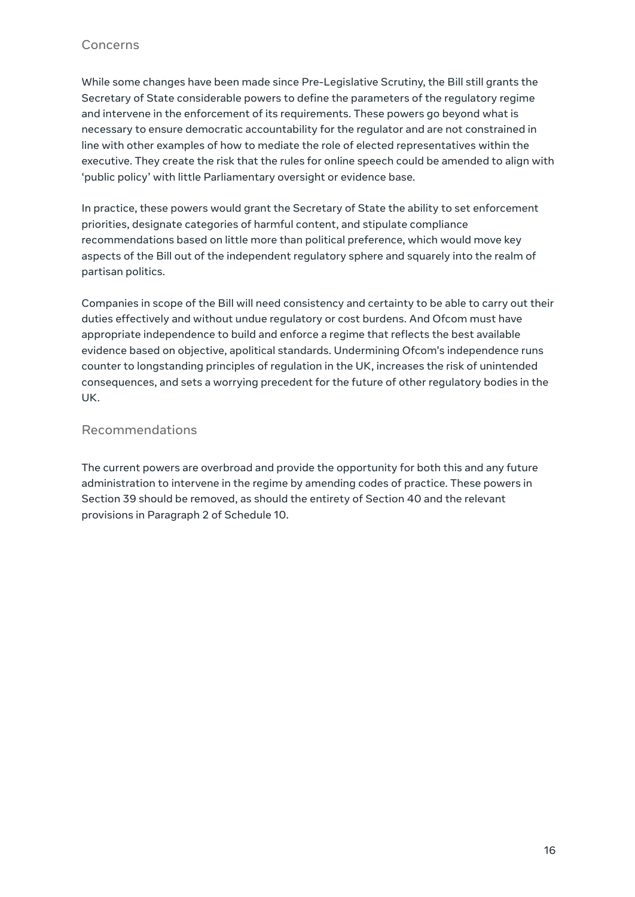### Concerns

While some changes have been made since Pre-Legislative Scrutiny, the Bill still grants the Secretary of State considerable powers to define the parameters of the regulatory regime and intervene in the enforcement of its requirements. These powers go beyond what is necessary to ensure democratic accountability for the regulator and are not constrained in line with other examples of how to mediate the role of elected representatives within the executive. They create the risk that the rules for online speech could be amended to align with 'public policy' with little Parliamentary oversight or evidence base.

In practice, these powers would grant the Secretary of State the ability to set enforcement priorities, designate categories of harmful content, and stipulate compliance recommendations based on little more than political preference, which would move key aspects of the Bill out of the independent regulatory sphere and squarely into the realm of partisan politics.

Companies in scope of the Bill will need consistency and certainty to be able to carry out their duties effectively and without undue regulatory or cost burdens. And Ofcom must have appropriate independence to build and enforce a regime that reflects the best available evidence based on objective, apolitical standards. Undermining Ofcom's independence runs counter to longstanding principles of regulation in the UK, increases the risk of unintended consequences, and sets a worrying precedent for the future of other regulatory bodies in the UK.

### Recommendations

The current powers are overbroad and provide the opportunity for both this and any future administration to intervene in the regime by amending codes of practice. These powers in Section 39 should be removed, as should the entirety of Section 40 and the relevant provisions in Paragraph 2 of Schedule 10.